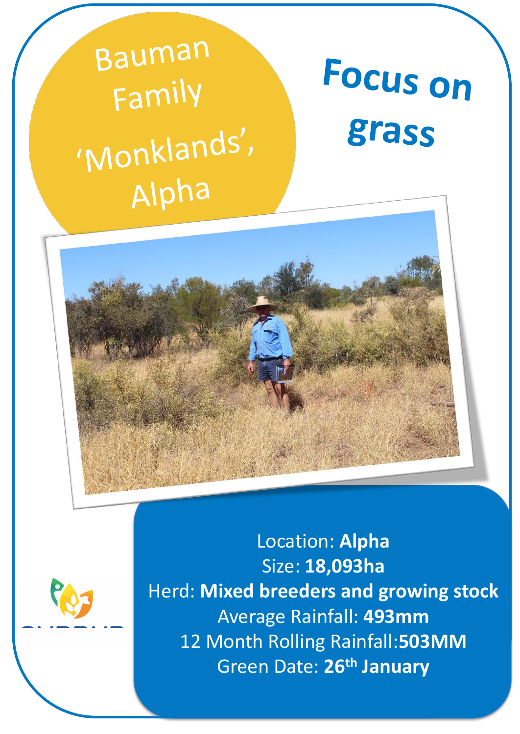# Bauman Family 'Monklands', Alpha

# Focus on grass

Location: **Alpha**
Size: **18,093ha**
Herd: **Mixed breeders and growing stock**
Average Rainfall: **493mm**
12 Month Rolling Rainfall:**503MM**
Green Date: **26th January**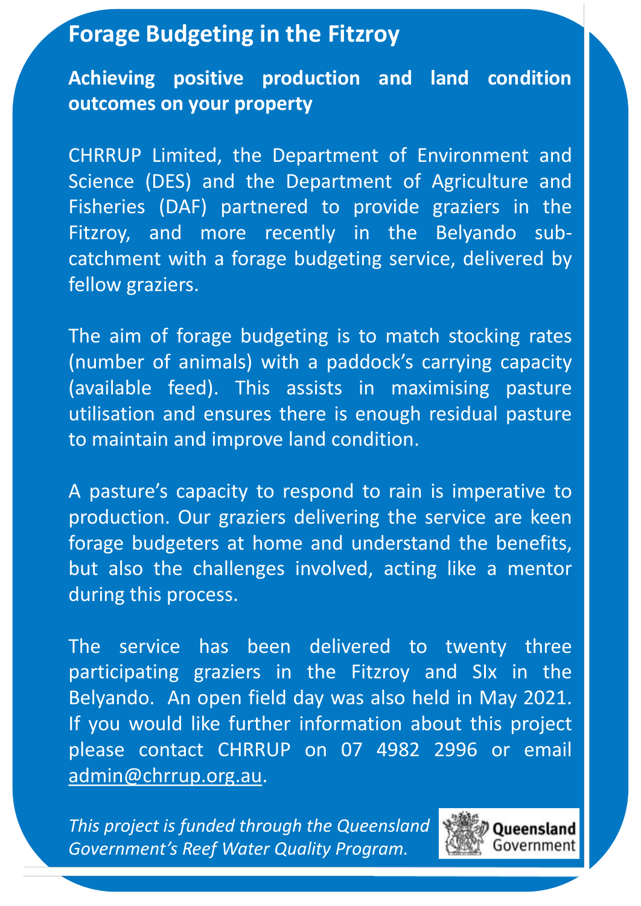# Forage Budgeting in the Fitzroy

**Achieving positive production and land condition outcomes on your property**

CHRRUP Limited, the Department of Environment and Science (DES) and the Department of Agriculture and Fisheries (DAF) partnered to provide graziers in the Fitzroy, and more recently in the Belyando sub-catchment with a forage budgeting service, delivered by fellow graziers.

The aim of forage budgeting is to match stocking rates (number of animals) with a paddock's carrying capacity (available feed). This assists in maximising pasture utilisation and ensures there is enough residual pasture to maintain and improve land condition.

A pasture's capacity to respond to rain is imperative to production. Our graziers delivering the service are keen forage budgeters at home and understand the benefits, but also the challenges involved, acting like a mentor during this process.

The service has been delivered to twenty three participating graziers in the Fitzroy and SIx in the Belyando. An open field day was also held in May 2021. If you would like further information about this project please contact CHRRUP on 07 4982 2996 or email admin@chrrup.org.au.

*This project is funded through the Queensland Government's Reef Water Quality Program.*

Queensland Government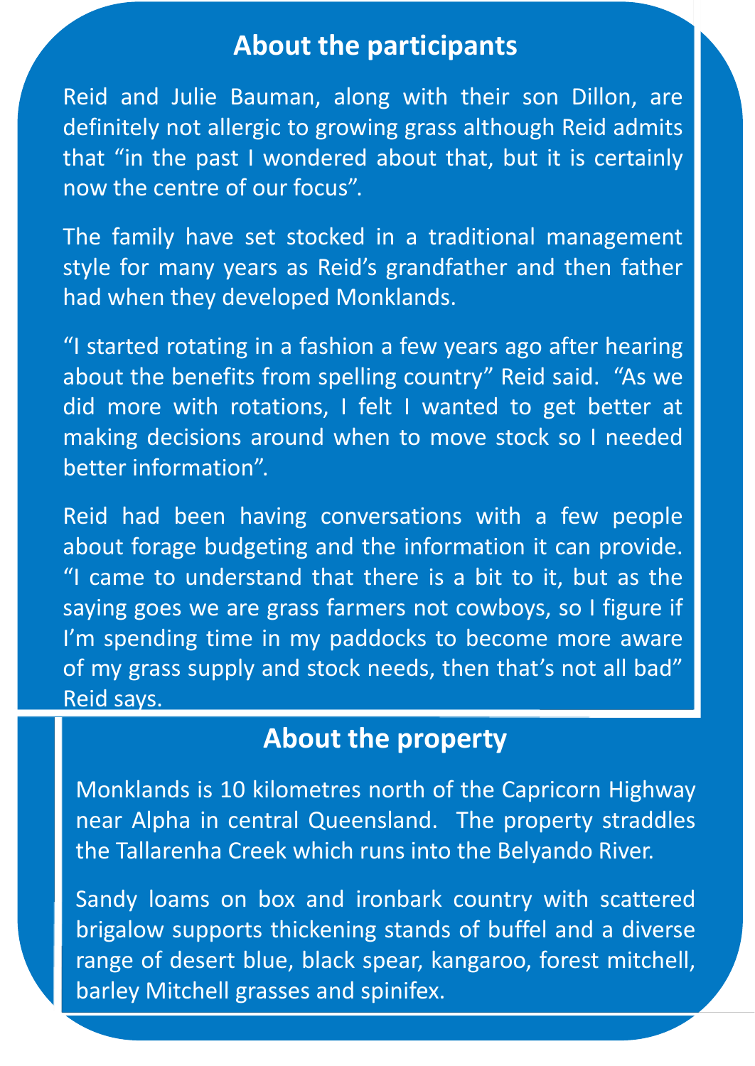## About the participants

Reid and Julie Bauman, along with their son Dillon, are definitely not allergic to growing grass although Reid admits that "in the past I wondered about that, but it is certainly now the centre of our focus".

The family have set stocked in a traditional management style for many years as Reid's grandfather and then father had when they developed Monklands.

"I started rotating in a fashion a few years ago after hearing about the benefits from spelling country" Reid said. "As we did more with rotations, I felt I wanted to get better at making decisions around when to move stock so I needed better information".

Reid had been having conversations with a few people about forage budgeting and the information it can provide. "I came to understand that there is a bit to it, but as the saying goes we are grass farmers not cowboys, so I figure if I'm spending time in my paddocks to become more aware of my grass supply and stock needs, then that's not all bad" Reid says.

## About the property

Monklands is 10 kilometres north of the Capricorn Highway near Alpha in central Queensland. The property straddles the Tallarenha Creek which runs into the Belyando River.

Sandy loams on box and ironbark country with scattered brigalow supports thickening stands of buffel and a diverse range of desert blue, black spear, kangaroo, forest mitchell, barley Mitchell grasses and spinifex.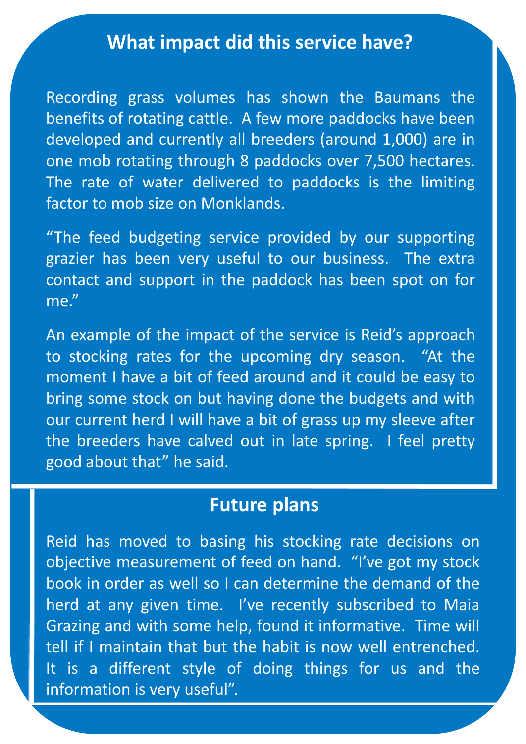## What impact did this service have?

Recording grass volumes has shown the Baumans the benefits of rotating cattle. A few more paddocks have been developed and currently all breeders (around 1,000) are in one mob rotating through 8 paddocks over 7,500 hectares. The rate of water delivered to paddocks is the limiting factor to mob size on Monklands.

"The feed budgeting service provided by our supporting grazier has been very useful to our business. The extra contact and support in the paddock has been spot on for me."

An example of the impact of the service is Reid's approach to stocking rates for the upcoming dry season. "At the moment I have a bit of feed around and it could be easy to bring some stock on but having done the budgets and with our current herd I will have a bit of grass up my sleeve after the breeders have calved out in late spring. I feel pretty good about that" he said.

## Future plans

Reid has moved to basing his stocking rate decisions on objective measurement of feed on hand. "I've got my stock book in order as well so I can determine the demand of the herd at any given time. I've recently subscribed to Maia Grazing and with some help, found it informative. Time will tell if I maintain that but the habit is now well entrenched. It is a different style of doing things for us and the information is very useful".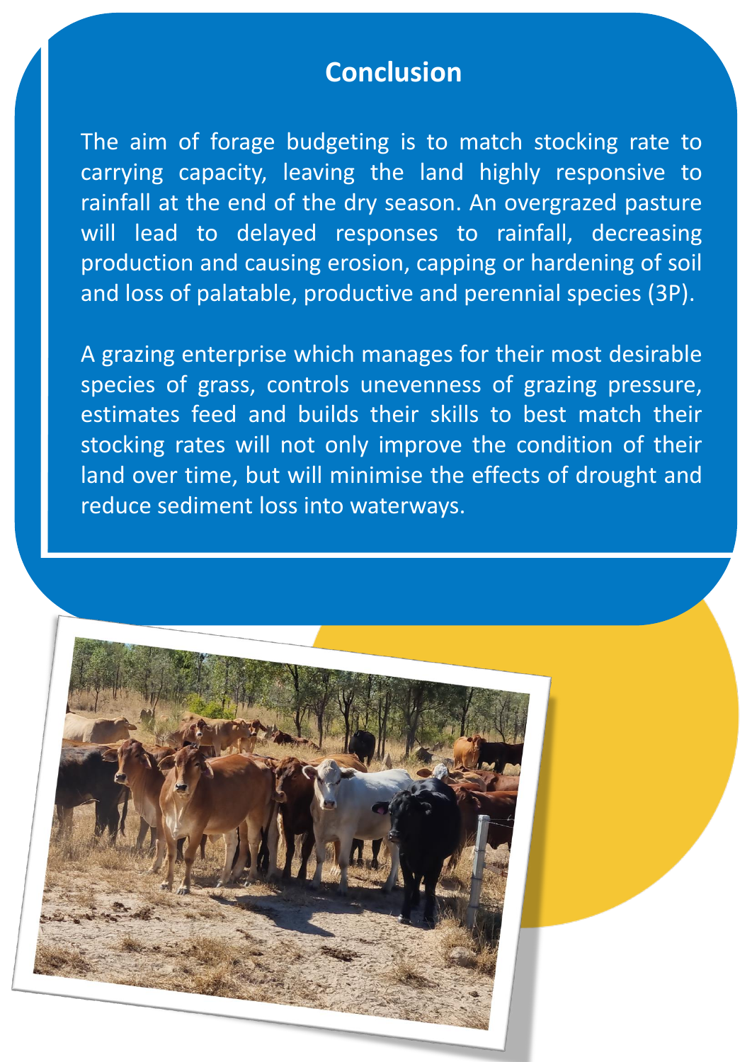## Conclusion

The aim of forage budgeting is to match stocking rate to carrying capacity, leaving the land highly responsive to rainfall at the end of the dry season. An overgrazed pasture will lead to delayed responses to rainfall, decreasing production and causing erosion, capping or hardening of soil and loss of palatable, productive and perennial species (3P).

A grazing enterprise which manages for their most desirable species of grass, controls unevenness of grazing pressure, estimates feed and builds their skills to best match their stocking rates will not only improve the condition of their land over time, but will minimise the effects of drought and reduce sediment loss into waterways.